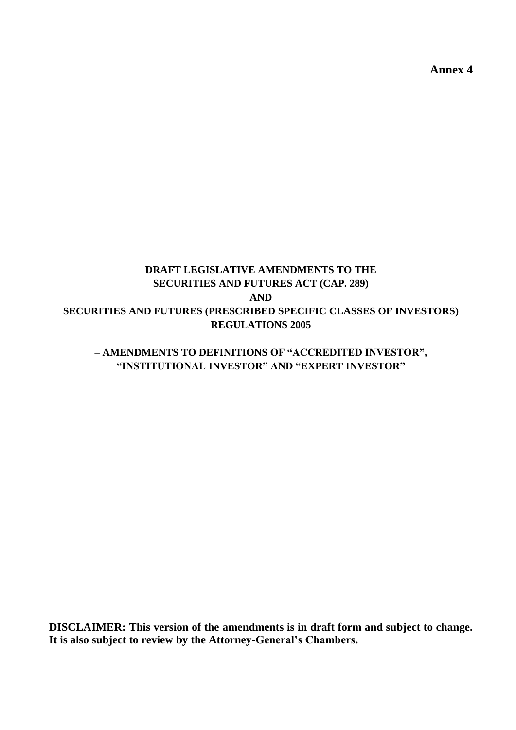**Annex 4**

# DRAFT LEGISLATIVE AMENDMENTS TO THE SECURITIES AND FUTURES ACT (CAP. 289) AND SECURITIES AND FUTURES (PRESCRIBED SPECIFIC CLASSES OF INVESTORS) REGULATIONS 2005

## – AMENDMENTS TO DEFINITIONS OF "ACCREDITED INVESTOR", "INSTITUTIONAL INVESTOR" AND "EXPERT INVESTOR"

**DISCLAIMER: This version of the amendments is in draft form and subject to change. It is also subject to review by the Attorney-General's Chambers.**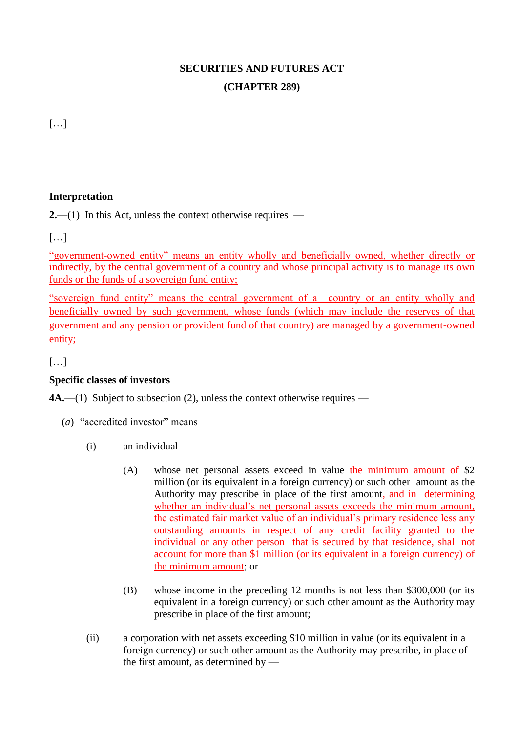**SECURITIES AND FUTURES ACT**

**(CHAPTER 289)**

[…]

**Interpretation**

**2.**—(1) In this Act, unless the context otherwise requires —

[…]

"government-owned entity" means an entity wholly and beneficially owned, whether directly or indirectly, by the central government of a country and whose principal activity is to manage its own funds or the funds of a sovereign fund entity;

"sovereign fund entity" means the central government of a country or an entity wholly and beneficially owned by such government, whose funds (which may include the reserves of that government and any pension or provident fund of that country) are managed by a government-owned entity;

[…]

**Specific classes of investors**

**4A.**—(1) Subject to subsection (2), unless the context otherwise requires —

(*a*) "accredited investor" means

(i) an individual —

(A) whose net personal assets exceed in value the minimum amount of $2 million (or its equivalent in a foreign currency) or such other amount as the Authority may prescribe in place of the first amount, and in determining whether an individual's net personal assets exceeds the minimum amount, the estimated fair market value of an individual's primary residence less any outstanding amounts in respect of any credit facility granted to the individual or any other person that is secured by that residence, shall not account for more than $1 million (or its equivalent in a foreign currency) of the minimum amount; or

(B) whose income in the preceding 12 months is not less than $300,000 (or its equivalent in a foreign currency) or such other amount as the Authority may prescribe in place of the first amount;

(ii) a corporation with net assets exceeding $10 million in value (or its equivalent in a foreign currency) or such other amount as the Authority may prescribe, in place of the first amount, as determined by —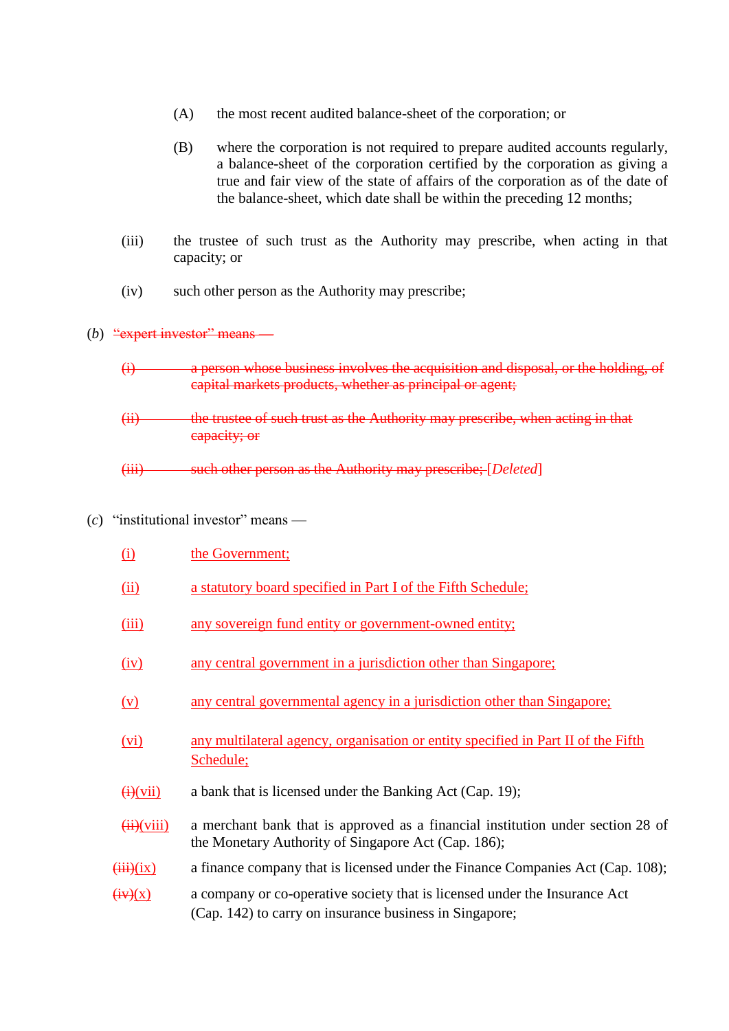(A) the most recent audited balance-sheet of the corporation; or

(B) where the corporation is not required to prepare audited accounts regularly, a balance-sheet of the corporation certified by the corporation as giving a true and fair view of the state of affairs of the corporation as of the date of the balance-sheet, which date shall be within the preceding 12 months;

(iii) the trustee of such trust as the Authority may prescribe, when acting in that capacity; or

(iv) such other person as the Authority may prescribe;

(*b*) ~~"expert investor" means —~~

~~(i) a person whose business involves the acquisition and disposal, or the holding, of capital markets products, whether as principal or agent;~~

~~(ii) the trustee of such trust as the Authority may prescribe, when acting in that capacity; or~~

~~(iii) such other person as the Authority may prescribe;~~ [*Deleted*]

(*c*) "institutional investor" means —

<u>(i)</u> <u>the Government;</u>

<u>(ii)</u> <u>a statutory board specified in Part I of the Fifth Schedule;</u>

<u>(iii)</u> <u>any sovereign fund entity or government-owned entity;</u>

<u>(iv)</u> <u>any central government in a jurisdiction other than Singapore;</u>

<u>(v)</u> <u>any central governmental agency in a jurisdiction other than Singapore;</u>

<u>(vi)</u> <u>any multilateral agency, organisation or entity specified in Part II of the Fifth Schedule;</u>

~~(i)~~<u>(vii)</u> a bank that is licensed under the Banking Act (Cap. 19);

~~(ii)~~<u>(viii)</u> a merchant bank that is approved as a financial institution under section 28 of the Monetary Authority of Singapore Act (Cap. 186);

~~(iii)~~<u>(ix)</u> a finance company that is licensed under the Finance Companies Act (Cap. 108);

~~(iv)~~<u>(x)</u> a company or co-operative society that is licensed under the Insurance Act (Cap. 142) to carry on insurance business in Singapore;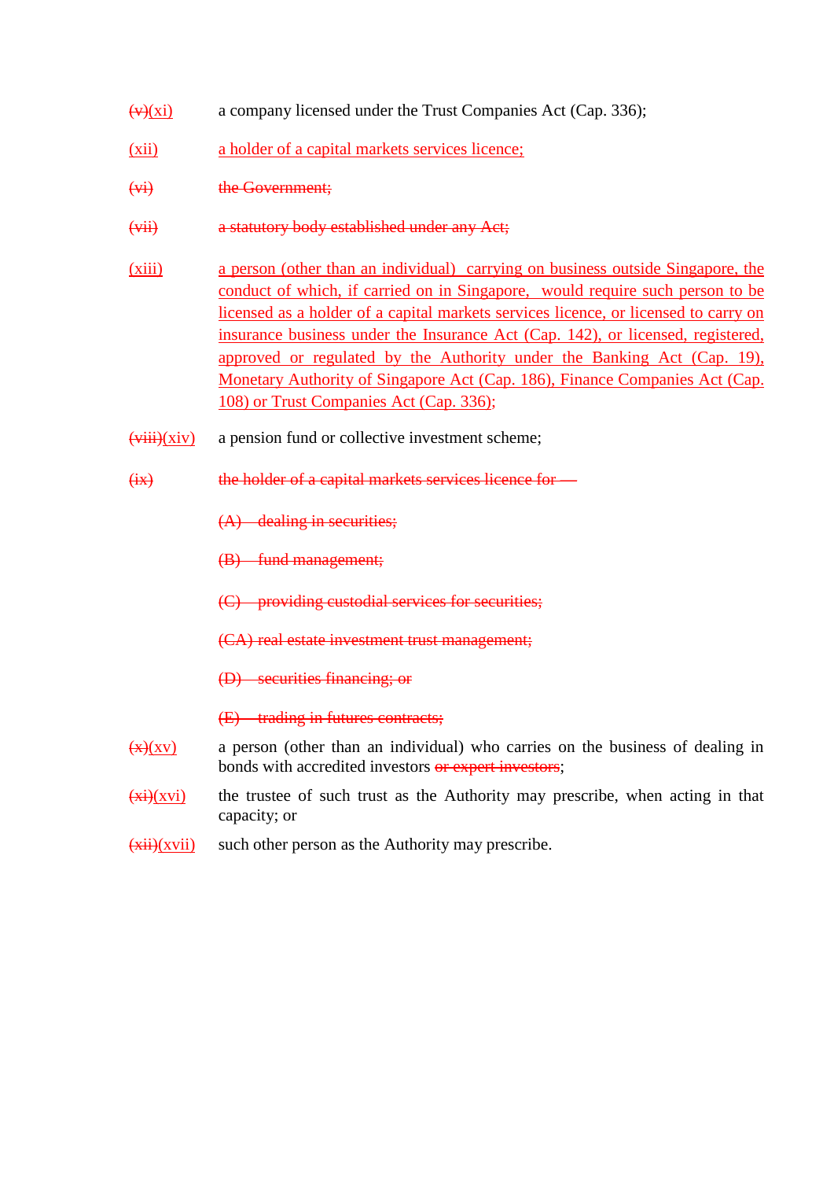~~(v)~~(xi) a company licensed under the Trust Companies Act (Cap. 336);

(xii) a holder of a capital markets services licence;

~~(vi) the Government;~~

~~(vii) a statutory body established under any Act;~~

(xiii) a person (other than an individual) carrying on business outside Singapore, the conduct of which, if carried on in Singapore, would require such person to be licensed as a holder of a capital markets services licence, or licensed to carry on insurance business under the Insurance Act (Cap. 142), or licensed, registered, approved or regulated by the Authority under the Banking Act (Cap. 19), Monetary Authority of Singapore Act (Cap. 186), Finance Companies Act (Cap. 108) or Trust Companies Act (Cap. 336);

~~(viii)~~(xiv) a pension fund or collective investment scheme;

~~(ix) the holder of a capital markets services licence for —~~

~~(A) dealing in securities;~~

~~(B) fund management;~~

~~(C) providing custodial services for securities;~~

~~(CA) real estate investment trust management;~~

~~(D) securities financing; or~~

~~(E) trading in futures contracts;~~

~~(x)~~(xv) a person (other than an individual) who carries on the business of dealing in bonds with accredited investors ~~or expert investors~~;

~~(xi)~~(xvi) the trustee of such trust as the Authority may prescribe, when acting in that capacity; or

~~(xii)~~(xvii) such other person as the Authority may prescribe.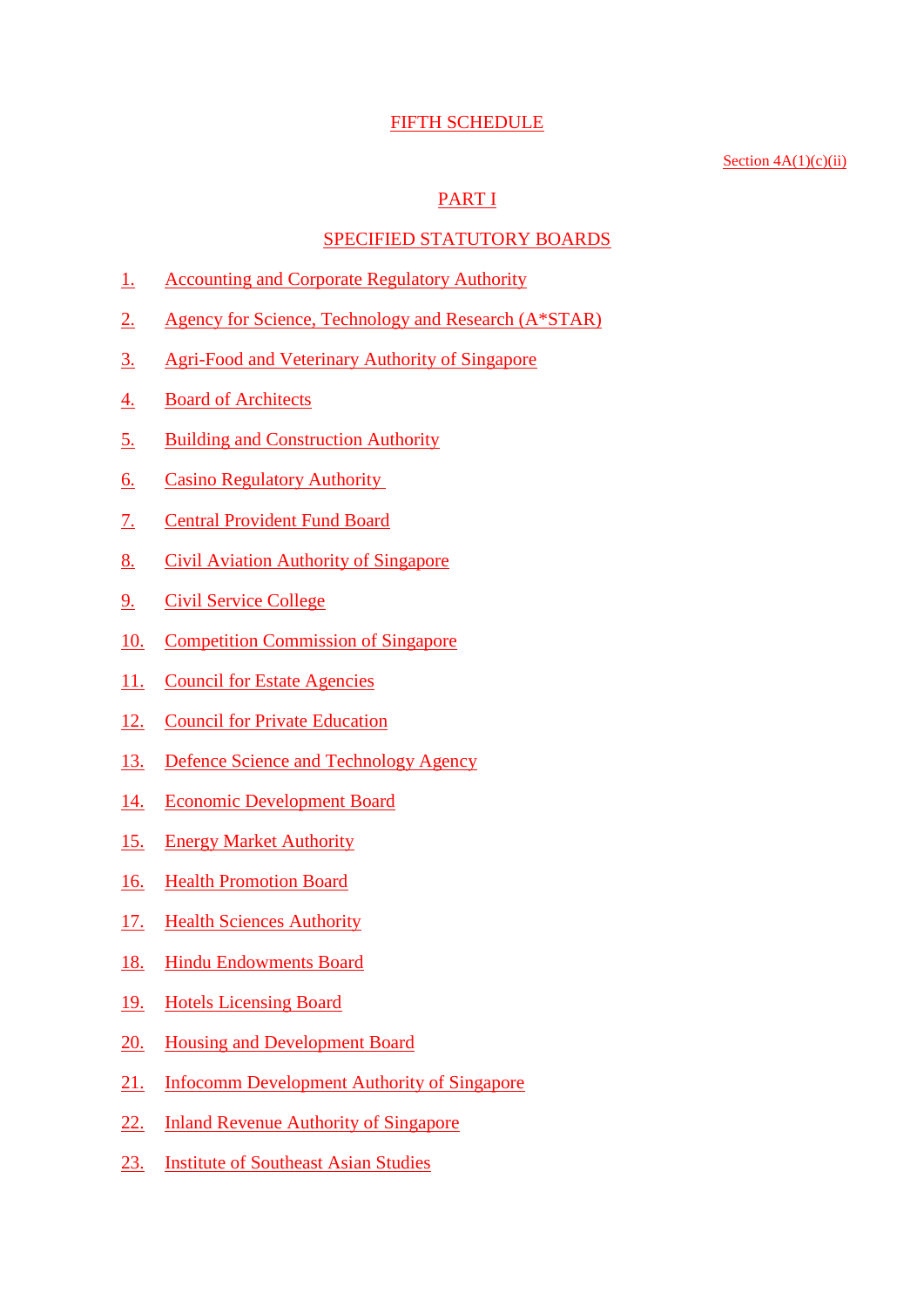# FIFTH SCHEDULE

Section 4A(1)(c)(ii)

## PART I

## SPECIFIED STATUTORY BOARDS

1. Accounting and Corporate Regulatory Authority
2. Agency for Science, Technology and Research (A*STAR)
3. Agri-Food and Veterinary Authority of Singapore
4. Board of Architects
5. Building and Construction Authority
6. Casino Regulatory Authority
7. Central Provident Fund Board
8. Civil Aviation Authority of Singapore
9. Civil Service College
10. Competition Commission of Singapore
11. Council for Estate Agencies
12. Council for Private Education
13. Defence Science and Technology Agency
14. Economic Development Board
15. Energy Market Authority
16. Health Promotion Board
17. Health Sciences Authority
18. Hindu Endowments Board
19. Hotels Licensing Board
20. Housing and Development Board
21. Infocomm Development Authority of Singapore
22. Inland Revenue Authority of Singapore
23. Institute of Southeast Asian Studies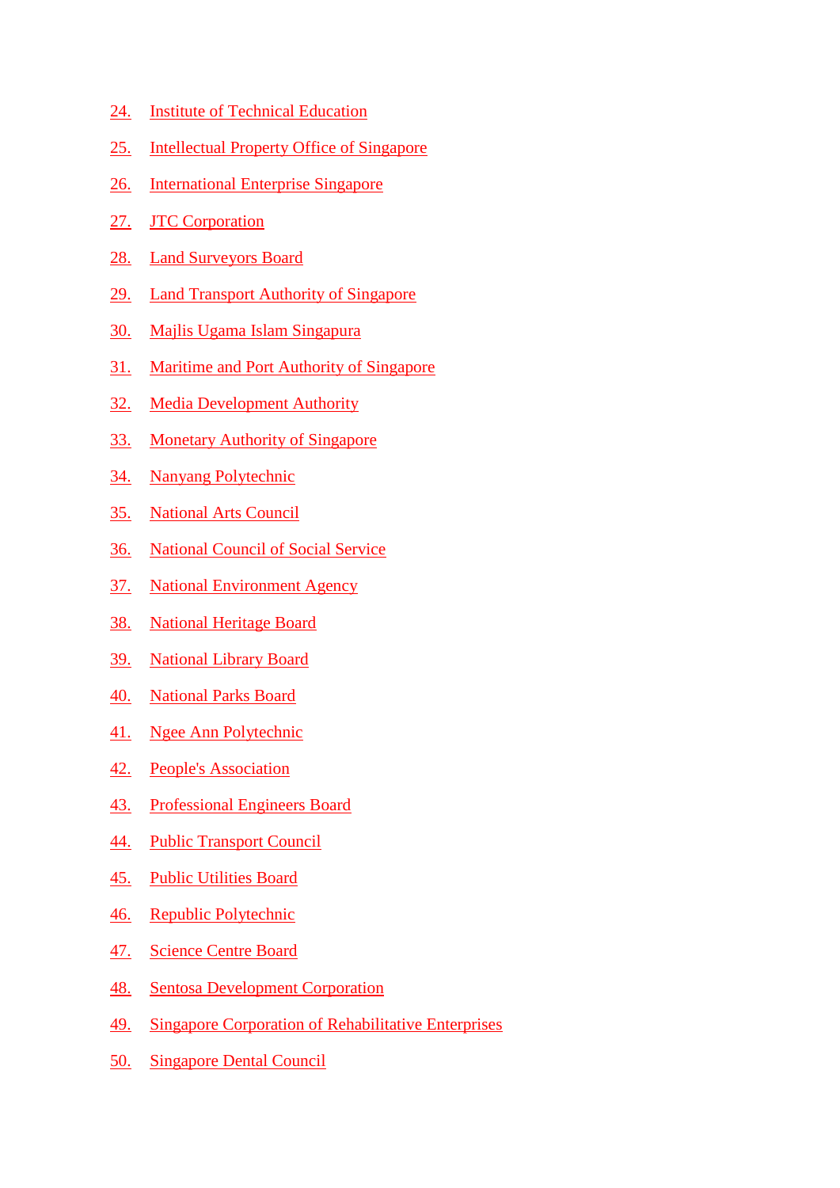24. Institute of Technical Education

25. Intellectual Property Office of Singapore

26. International Enterprise Singapore

27. JTC Corporation

28. Land Surveyors Board

29. Land Transport Authority of Singapore

30. Majlis Ugama Islam Singapura

31. Maritime and Port Authority of Singapore

32. Media Development Authority

33. Monetary Authority of Singapore

34. Nanyang Polytechnic

35. National Arts Council

36. National Council of Social Service

37. National Environment Agency

38. National Heritage Board

39. National Library Board

40. National Parks Board

41. Ngee Ann Polytechnic

42. People's Association

43. Professional Engineers Board

44. Public Transport Council

45. Public Utilities Board

46. Republic Polytechnic

47. Science Centre Board

48. Sentosa Development Corporation

49. Singapore Corporation of Rehabilitative Enterprises

50. Singapore Dental Council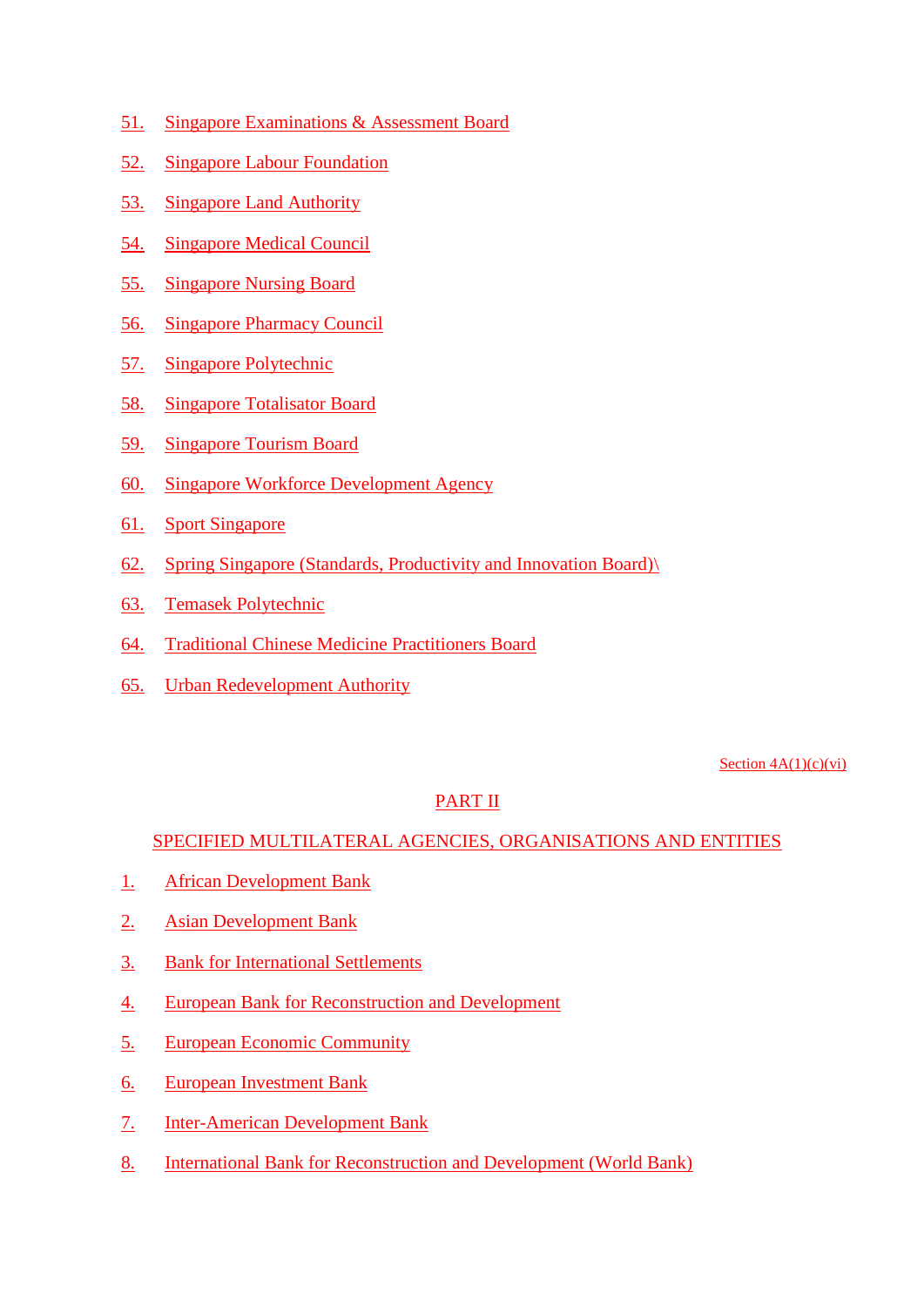51. Singapore Examinations & Assessment Board
52. Singapore Labour Foundation
53. Singapore Land Authority
54. Singapore Medical Council
55. Singapore Nursing Board
56. Singapore Pharmacy Council
57. Singapore Polytechnic
58. Singapore Totalisator Board
59. Singapore Tourism Board
60. Singapore Workforce Development Agency
61. Sport Singapore
62. Spring Singapore (Standards, Productivity and Innovation Board)\
63. Temasek Polytechnic
64. Traditional Chinese Medicine Practitioners Board
65. Urban Redevelopment Authority

Section 4A(1)(c)(vi)

## PART II

## SPECIFIED MULTILATERAL AGENCIES, ORGANISATIONS AND ENTITIES

1. African Development Bank
2. Asian Development Bank
3. Bank for International Settlements
4. European Bank for Reconstruction and Development
5. European Economic Community
6. European Investment Bank
7. Inter-American Development Bank
8. International Bank for Reconstruction and Development (World Bank)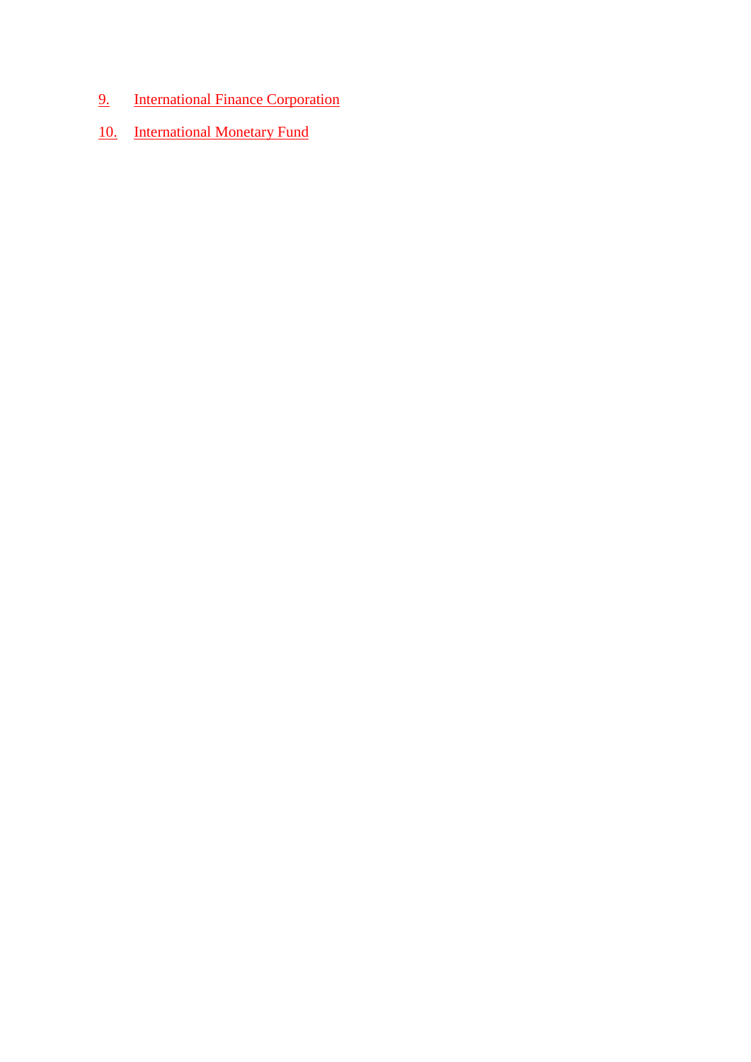9. International Finance Corporation

10. International Monetary Fund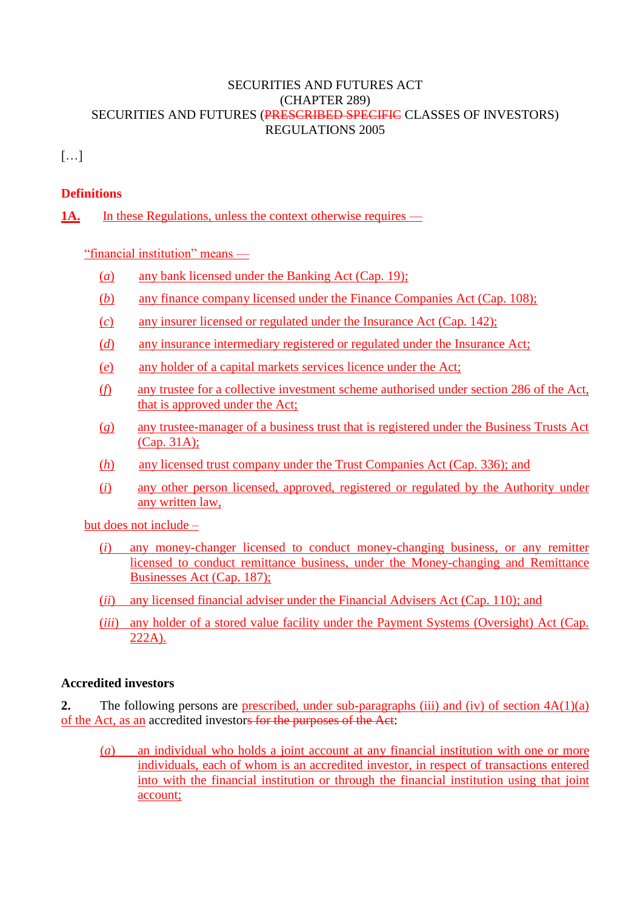SECURITIES AND FUTURES ACT
(CHAPTER 289)
SECURITIES AND FUTURES (~~PRESCRIBED SPECIFIC~~ CLASSES OF INVESTORS)
REGULATIONS 2005

[…]

**Definitions**

**1A.** In these Regulations, unless the context otherwise requires —

"financial institution" means —

(*a*) any bank licensed under the Banking Act (Cap. 19);

(*b*) any finance company licensed under the Finance Companies Act (Cap. 108);

(*c*) any insurer licensed or regulated under the Insurance Act (Cap. 142);

(*d*) any insurance intermediary registered or regulated under the Insurance Act;

(*e*) any holder of a capital markets services licence under the Act;

(*f*) any trustee for a collective investment scheme authorised under section 286 of the Act, that is approved under the Act;

(*g*) any trustee-manager of a business trust that is registered under the Business Trusts Act (Cap. 31A);

(*h*) any licensed trust company under the Trust Companies Act (Cap. 336); and

(*i*) any other person licensed, approved, registered or regulated by the Authority under any written law,

but does not include –

(*i*) any money-changer licensed to conduct money-changing business, or any remitter licensed to conduct remittance business, under the Money-changing and Remittance Businesses Act (Cap. 187);

(*ii*) any licensed financial adviser under the Financial Advisers Act (Cap. 110); and

(*iii*) any holder of a stored value facility under the Payment Systems (Oversight) Act (Cap. 222A).

**Accredited investors**

**2.** The following persons are prescribed, under sub-paragraphs (iii) and (iv) of section 4A(1)(a) of the Act, as an accredited investor~~s for the purposes of the Act~~:

(*a*) an individual who holds a joint account at any financial institution with one or more individuals, each of whom is an accredited investor, in respect of transactions entered into with the financial institution or through the financial institution using that joint account;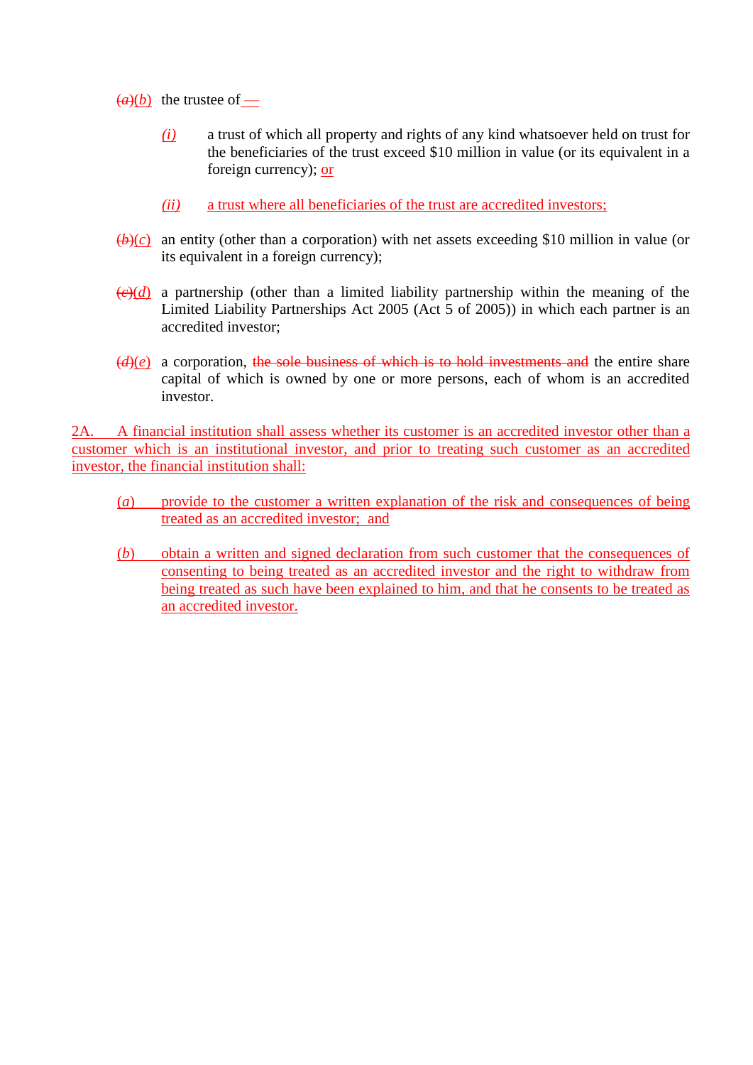~~(a)~~(b) the trustee of —

(i) a trust of which all property and rights of any kind whatsoever held on trust for the beneficiaries of the trust exceed $10 million in value (or its equivalent in a foreign currency); or

(ii) a trust where all beneficiaries of the trust are accredited investors;

~~(b)~~(c) an entity (other than a corporation) with net assets exceeding $10 million in value (or its equivalent in a foreign currency);

~~(c)~~(d) a partnership (other than a limited liability partnership within the meaning of the Limited Liability Partnerships Act 2005 (Act 5 of 2005)) in which each partner is an accredited investor;

~~(d)~~(e) a corporation, ~~the sole business of which is to hold investments and~~ the entire share capital of which is owned by one or more persons, each of whom is an accredited investor.

2A. A financial institution shall assess whether its customer is an accredited investor other than a customer which is an institutional investor, and prior to treating such customer as an accredited investor, the financial institution shall:

(a) provide to the customer a written explanation of the risk and consequences of being treated as an accredited investor; and

(b) obtain a written and signed declaration from such customer that the consequences of consenting to being treated as an accredited investor and the right to withdraw from being treated as such have been explained to him, and that he consents to be treated as an accredited investor.